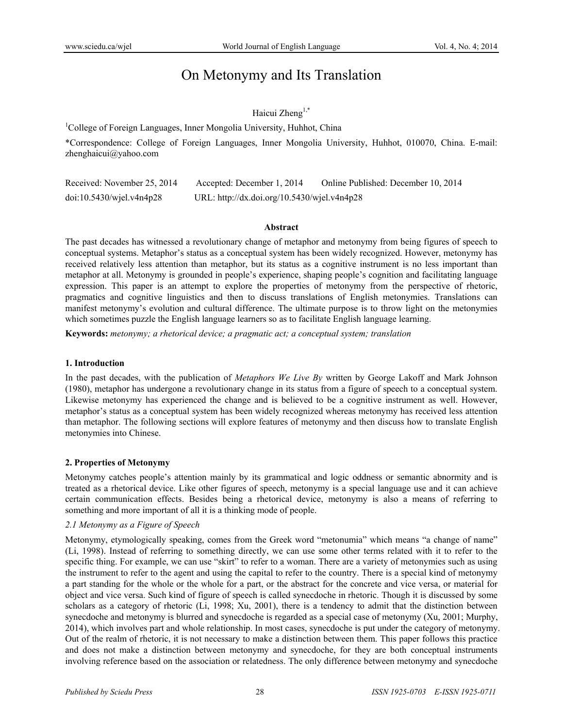# On Metonymy and Its Translation

Haicui Zheng[1,*]

[1]College of Foreign Languages, Inner Mongolia University, Huhhot, China

*Correspondence: College of Foreign Languages, Inner Mongolia University, Huhhot, 010070, China. E-mail: zhenghaicui@yahoo.com

Received: November 25, 2014 Accepted: December 1, 2014 Online Published: December 10, 2014

doi:10.5430/wjel.v4n4p28 URL: http://dx.doi.org/10.5430/wjel.v4n4p28

## Abstract

The past decades has witnessed a revolutionary change of metaphor and metonymy from being figures of speech to conceptual systems. Metaphor's status as a conceptual system has been widely recognized. However, metonymy has received relatively less attention than metaphor, but its status as a cognitive instrument is no less important than metaphor at all. Metonymy is grounded in people's experience, shaping people's cognition and facilitating language expression. This paper is an attempt to explore the properties of metonymy from the perspective of rhetoric, pragmatics and cognitive linguistics and then to discuss translations of English metonymies. Translations can manifest metonymy's evolution and cultural difference. The ultimate purpose is to throw light on the metonymies which sometimes puzzle the English language learners so as to facilitate English language learning.

**Keywords:** *metonymy; a rhetorical device; a pragmatic act; a conceptual system; translation*

## 1. Introduction

In the past decades, with the publication of *Metaphors We Live By* written by George Lakoff and Mark Johnson (1980), metaphor has undergone a revolutionary change in its status from a figure of speech to a conceptual system. Likewise metonymy has experienced the change and is believed to be a cognitive instrument as well. However, metaphor's status as a conceptual system has been widely recognized whereas metonymy has received less attention than metaphor. The following sections will explore features of metonymy and then discuss how to translate English metonymies into Chinese.

## 2. Properties of Metonymy

Metonymy catches people's attention mainly by its grammatical and logic oddness or semantic abnormity and is treated as a rhetorical device. Like other figures of speech, metonymy is a special language use and it can achieve certain communication effects. Besides being a rhetorical device, metonymy is also a means of referring to something and more important of all it is a thinking mode of people.

### *2.1 Metonymy as a Figure of Speech*

Metonymy, etymologically speaking, comes from the Greek word "metonumia" which means "a change of name" (Li, 1998). Instead of referring to something directly, we can use some other terms related with it to refer to the specific thing. For example, we can use "skirt" to refer to a woman. There are a variety of metonymies such as using the instrument to refer to the agent and using the capital to refer to the country. There is a special kind of metonymy a part standing for the whole or the whole for a part, or the abstract for the concrete and vice versa, or material for object and vice versa. Such kind of figure of speech is called synecdoche in rhetoric. Though it is discussed by some scholars as a category of rhetoric (Li, 1998; Xu, 2001), there is a tendency to admit that the distinction between synecdoche and metonymy is blurred and synecdoche is regarded as a special case of metonymy (Xu, 2001; Murphy, 2014), which involves part and whole relationship. In most cases, synecdoche is put under the category of metonymy. Out of the realm of rhetoric, it is not necessary to make a distinction between them. This paper follows this practice and does not make a distinction between metonymy and synecdoche, for they are both conceptual instruments involving reference based on the association or relatedness. The only difference between metonymy and synecdoche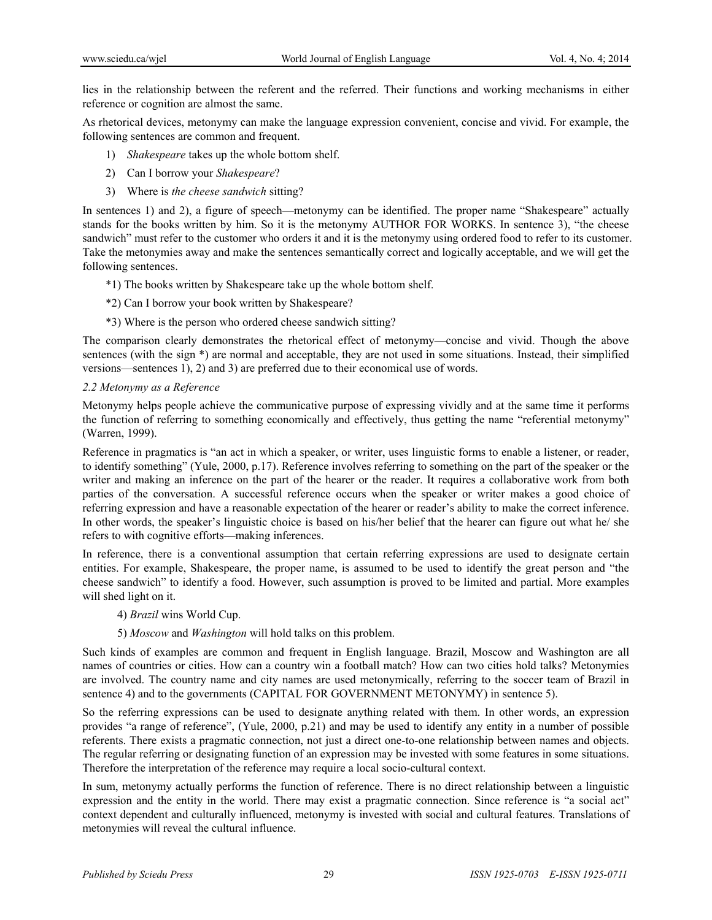lies in the relationship between the referent and the referred. Their functions and working mechanisms in either reference or cognition are almost the same.

As rhetorical devices, metonymy can make the language expression convenient, concise and vivid. For example, the following sentences are common and frequent.

1) *Shakespeare* takes up the whole bottom shelf.
2) Can I borrow your *Shakespeare*?
3) Where is *the cheese sandwich* sitting?

In sentences 1) and 2), a figure of speech—metonymy can be identified. The proper name "Shakespeare" actually stands for the books written by him. So it is the metonymy AUTHOR FOR WORKS. In sentence 3), "the cheese sandwich" must refer to the customer who orders it and it is the metonymy using ordered food to refer to its customer. Take the metonymies away and make the sentences semantically correct and logically acceptable, and we will get the following sentences.

*1) The books written by Shakespeare take up the whole bottom shelf.

*2) Can I borrow your book written by Shakespeare?

*3) Where is the person who ordered cheese sandwich sitting?

The comparison clearly demonstrates the rhetorical effect of metonymy—concise and vivid. Though the above sentences (with the sign *) are normal and acceptable, they are not used in some situations. Instead, their simplified versions—sentences 1), 2) and 3) are preferred due to their economical use of words.

### *2.2 Metonymy as a Reference*

Metonymy helps people achieve the communicative purpose of expressing vividly and at the same time it performs the function of referring to something economically and effectively, thus getting the name "referential metonymy" (Warren, 1999).

Reference in pragmatics is "an act in which a speaker, or writer, uses linguistic forms to enable a listener, or reader, to identify something" (Yule, 2000, p.17). Reference involves referring to something on the part of the speaker or the writer and making an inference on the part of the hearer or the reader. It requires a collaborative work from both parties of the conversation. A successful reference occurs when the speaker or writer makes a good choice of referring expression and have a reasonable expectation of the hearer or reader's ability to make the correct inference. In other words, the speaker's linguistic choice is based on his/her belief that the hearer can figure out what he/ she refers to with cognitive efforts—making inferences.

In reference, there is a conventional assumption that certain referring expressions are used to designate certain entities. For example, Shakespeare, the proper name, is assumed to be used to identify the great person and "the cheese sandwich" to identify a food. However, such assumption is proved to be limited and partial. More examples will shed light on it.

4) *Brazil* wins World Cup.

5) *Moscow* and *Washington* will hold talks on this problem.

Such kinds of examples are common and frequent in English language. Brazil, Moscow and Washington are all names of countries or cities. How can a country win a football match? How can two cities hold talks? Metonymies are involved. The country name and city names are used metonymically, referring to the soccer team of Brazil in sentence 4) and to the governments (CAPITAL FOR GOVERNMENT METONYMY) in sentence 5).

So the referring expressions can be used to designate anything related with them. In other words, an expression provides "a range of reference", (Yule, 2000, p.21) and may be used to identify any entity in a number of possible referents. There exists a pragmatic connection, not just a direct one-to-one relationship between names and objects. The regular referring or designating function of an expression may be invested with some features in some situations. Therefore the interpretation of the reference may require a local socio-cultural context.

In sum, metonymy actually performs the function of reference. There is no direct relationship between a linguistic expression and the entity in the world. There may exist a pragmatic connection. Since reference is "a social act" context dependent and culturally influenced, metonymy is invested with social and cultural features. Translations of metonymies will reveal the cultural influence.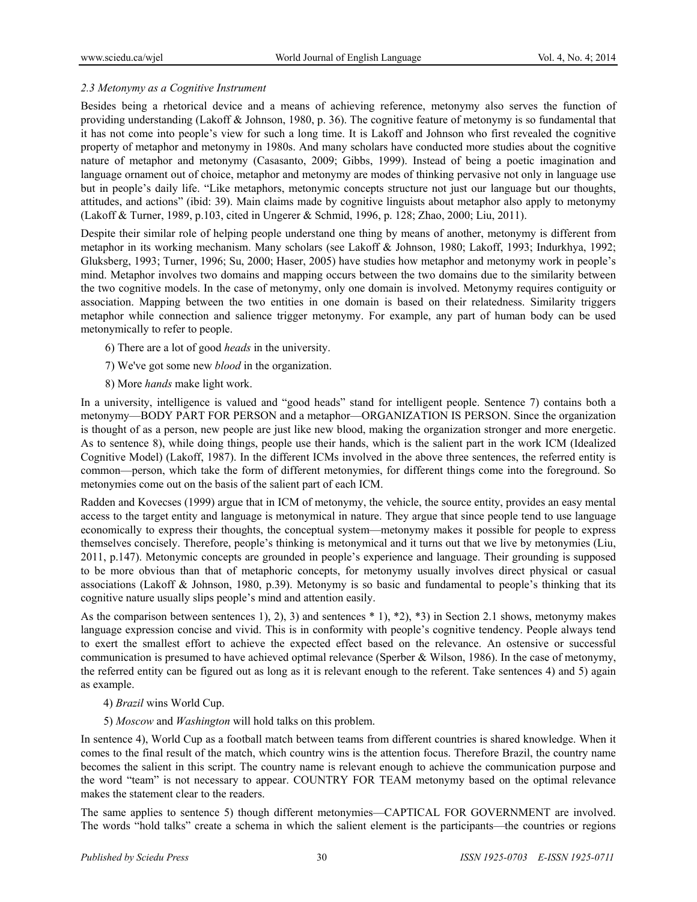### *2.3 Metonymy as a Cognitive Instrument*

Besides being a rhetorical device and a means of achieving reference, metonymy also serves the function of providing understanding (Lakoff & Johnson, 1980, p. 36). The cognitive feature of metonymy is so fundamental that it has not come into people's view for such a long time. It is Lakoff and Johnson who first revealed the cognitive property of metaphor and metonymy in 1980s. And many scholars have conducted more studies about the cognitive nature of metaphor and metonymy (Casasanto, 2009; Gibbs, 1999). Instead of being a poetic imagination and language ornament out of choice, metaphor and metonymy are modes of thinking pervasive not only in language use but in people's daily life. "Like metaphors, metonymic concepts structure not just our language but our thoughts, attitudes, and actions" (ibid: 39). Main claims made by cognitive linguists about metaphor also apply to metonymy (Lakoff & Turner, 1989, p.103, cited in Ungerer & Schmid, 1996, p. 128; Zhao, 2000; Liu, 2011).

Despite their similar role of helping people understand one thing by means of another, metonymy is different from metaphor in its working mechanism. Many scholars (see Lakoff & Johnson, 1980; Lakoff, 1993; Indurkhya, 1992; Gluksberg, 1993; Turner, 1996; Su, 2000; Haser, 2005) have studies how metaphor and metonymy work in people's mind. Metaphor involves two domains and mapping occurs between the two domains due to the similarity between the two cognitive models. In the case of metonymy, only one domain is involved. Metonymy requires contiguity or association. Mapping between the two entities in one domain is based on their relatedness. Similarity triggers metaphor while connection and salience trigger metonymy. For example, any part of human body can be used metonymically to refer to people.

6) There are a lot of good *heads* in the university.

7) We've got some new *blood* in the organization.

8) More *hands* make light work.

In a university, intelligence is valued and "good heads" stand for intelligent people. Sentence 7) contains both a metonymy—BODY PART FOR PERSON and a metaphor—ORGANIZATION IS PERSON. Since the organization is thought of as a person, new people are just like new blood, making the organization stronger and more energetic. As to sentence 8), while doing things, people use their hands, which is the salient part in the work ICM (Idealized Cognitive Model) (Lakoff, 1987). In the different ICMs involved in the above three sentences, the referred entity is common—person, which take the form of different metonymies, for different things come into the foreground. So metonymies come out on the basis of the salient part of each ICM.

Radden and Kovecses (1999) argue that in ICM of metonymy, the vehicle, the source entity, provides an easy mental access to the target entity and language is metonymical in nature. They argue that since people tend to use language economically to express their thoughts, the conceptual system—metonymy makes it possible for people to express themselves concisely. Therefore, people's thinking is metonymical and it turns out that we live by metonymies (Liu, 2011, p.147). Metonymic concepts are grounded in people's experience and language. Their grounding is supposed to be more obvious than that of metaphoric concepts, for metonymy usually involves direct physical or casual associations (Lakoff & Johnson, 1980, p.39). Metonymy is so basic and fundamental to people's thinking that its cognitive nature usually slips people's mind and attention easily.

As the comparison between sentences 1), 2), 3) and sentences * 1), *2), *3) in Section 2.1 shows, metonymy makes language expression concise and vivid. This is in conformity with people's cognitive tendency. People always tend to exert the smallest effort to achieve the expected effect based on the relevance. An ostensive or successful communication is presumed to have achieved optimal relevance (Sperber & Wilson, 1986). In the case of metonymy, the referred entity can be figured out as long as it is relevant enough to the referent. Take sentences 4) and 5) again as example.

4) *Brazil* wins World Cup.

5) *Moscow* and *Washington* will hold talks on this problem.

In sentence 4), World Cup as a football match between teams from different countries is shared knowledge. When it comes to the final result of the match, which country wins is the attention focus. Therefore Brazil, the country name becomes the salient in this script. The country name is relevant enough to achieve the communication purpose and the word "team" is not necessary to appear. COUNTRY FOR TEAM metonymy based on the optimal relevance makes the statement clear to the readers.

The same applies to sentence 5) though different metonymies—CAPTICAL FOR GOVERNMENT are involved. The words "hold talks" create a schema in which the salient element is the participants—the countries or regions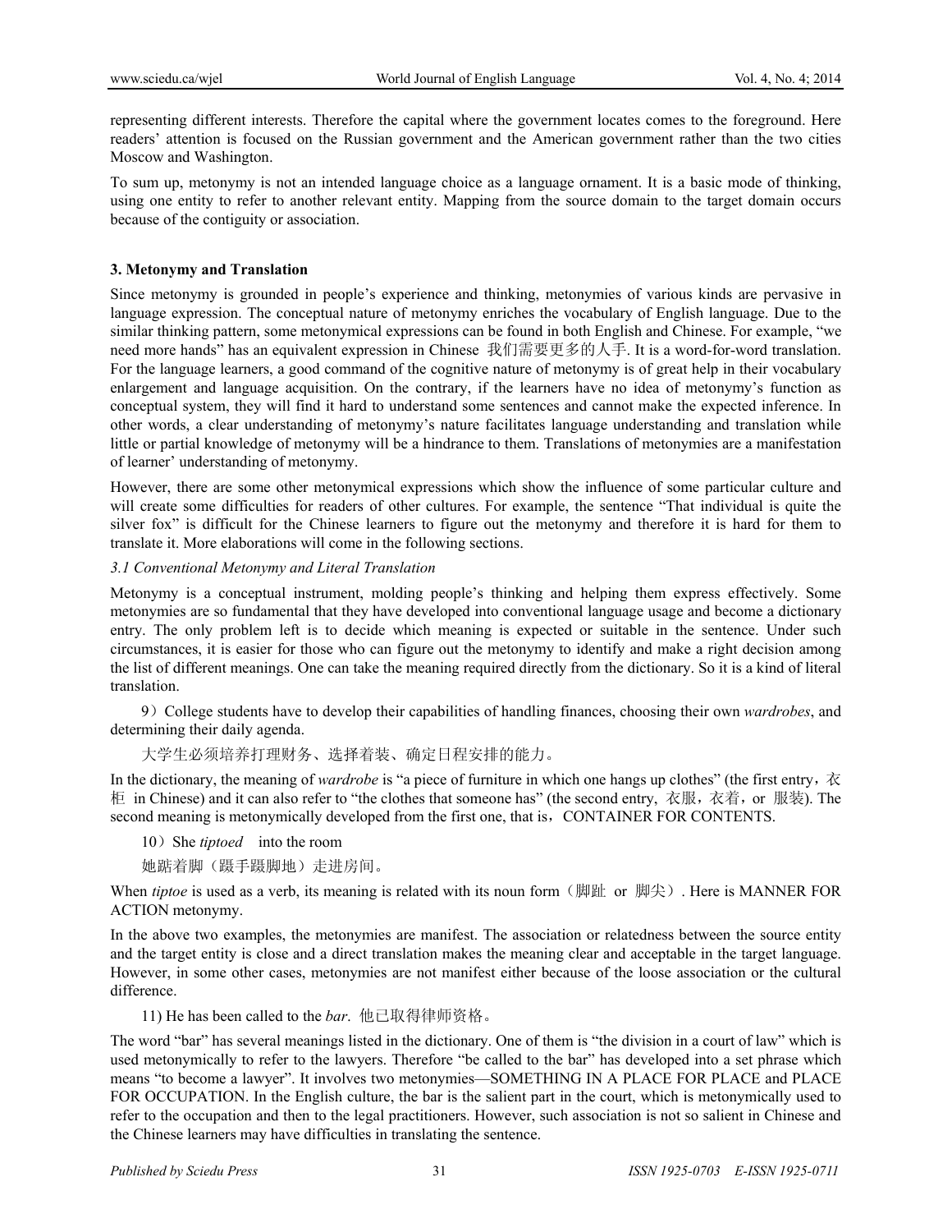representing different interests. Therefore the capital where the government locates comes to the foreground. Here readers' attention is focused on the Russian government and the American government rather than the two cities Moscow and Washington.

To sum up, metonymy is not an intended language choice as a language ornament. It is a basic mode of thinking, using one entity to refer to another relevant entity. Mapping from the source domain to the target domain occurs because of the contiguity or association.

## 3. Metonymy and Translation

Since metonymy is grounded in people's experience and thinking, metonymies of various kinds are pervasive in language expression. The conceptual nature of metonymy enriches the vocabulary of English language. Due to the similar thinking pattern, some metonymical expressions can be found in both English and Chinese. For example, "we need more hands" has an equivalent expression in Chinese 我们需要更多的人手. It is a word-for-word translation. For the language learners, a good command of the cognitive nature of metonymy is of great help in their vocabulary enlargement and language acquisition. On the contrary, if the learners have no idea of metonymy's function as conceptual system, they will find it hard to understand some sentences and cannot make the expected inference. In other words, a clear understanding of metonymy's nature facilitates language understanding and translation while little or partial knowledge of metonymy will be a hindrance to them. Translations of metonymies are a manifestation of learner' understanding of metonymy.

However, there are some other metonymical expressions which show the influence of some particular culture and will create some difficulties for readers of other cultures. For example, the sentence "That individual is quite the silver fox" is difficult for the Chinese learners to figure out the metonymy and therefore it is hard for them to translate it. More elaborations will come in the following sections.

### *3.1 Conventional Metonymy and Literal Translation*

Metonymy is a conceptual instrument, molding people's thinking and helping them express effectively. Some metonymies are so fundamental that they have developed into conventional language usage and become a dictionary entry. The only problem left is to decide which meaning is expected or suitable in the sentence. Under such circumstances, it is easier for those who can figure out the metonymy to identify and make a right decision among the list of different meanings. One can take the meaning required directly from the dictionary. So it is a kind of literal translation.

9）College students have to develop their capabilities of handling finances, choosing their own *wardrobes*, and determining their daily agenda.

大学生必须培养打理财务、选择着装、确定日程安排的能力。

In the dictionary, the meaning of *wardrobe* is "a piece of furniture in which one hangs up clothes" (the first entry，衣柜 in Chinese) and it can also refer to "the clothes that someone has" (the second entry, 衣服，衣着，or 服装). The second meaning is metonymically developed from the first one, that is，CONTAINER FOR CONTENTS.

10）She *tiptoed* into the room

她踮着脚（蹑手蹑脚地）走进房间。

When *tiptoe* is used as a verb, its meaning is related with its noun form（脚趾 or 脚尖）. Here is MANNER FOR ACTION metonymy.

In the above two examples, the metonymies are manifest. The association or relatedness between the source entity and the target entity is close and a direct translation makes the meaning clear and acceptable in the target language. However, in some other cases, metonymies are not manifest either because of the loose association or the cultural difference.

11) He has been called to the *bar*. 他已取得律师资格。

The word "bar" has several meanings listed in the dictionary. One of them is "the division in a court of law" which is used metonymically to refer to the lawyers. Therefore "be called to the bar" has developed into a set phrase which means "to become a lawyer". It involves two metonymies—SOMETHING IN A PLACE FOR PLACE and PLACE FOR OCCUPATION. In the English culture, the bar is the salient part in the court, which is metonymically used to refer to the occupation and then to the legal practitioners. However, such association is not so salient in Chinese and the Chinese learners may have difficulties in translating the sentence.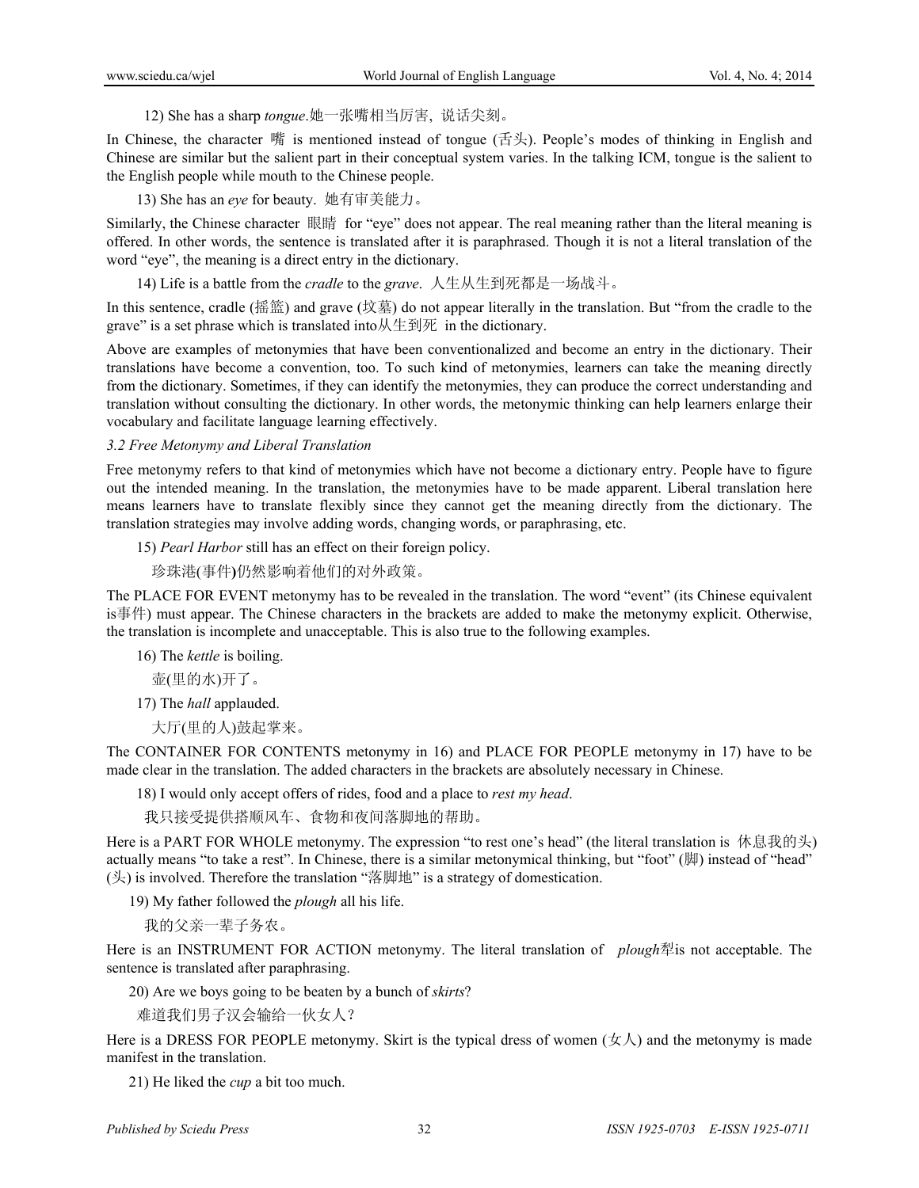12) She has a sharp *tongue*.她一张嘴相当厉害，说话尖刻。

In Chinese, the character 嘴 is mentioned instead of tongue (舌头). People's modes of thinking in English and Chinese are similar but the salient part in their conceptual system varies. In the talking ICM, tongue is the salient to the English people while mouth to the Chinese people.

13) She has an *eye* for beauty. 她有审美能力。

Similarly, the Chinese character 眼睛 for "eye" does not appear. The real meaning rather than the literal meaning is offered. In other words, the sentence is translated after it is paraphrased. Though it is not a literal translation of the word "eye", the meaning is a direct entry in the dictionary.

14) Life is a battle from the *cradle* to the *grave*. 人生从生到死都是一场战斗。

In this sentence, cradle (摇篮) and grave (坟墓) do not appear literally in the translation. But "from the cradle to the grave" is a set phrase which is translated into从生到死 in the dictionary.

Above are examples of metonymies that have been conventionalized and become an entry in the dictionary. Their translations have become a convention, too. To such kind of metonymies, learners can take the meaning directly from the dictionary. Sometimes, if they can identify the metonymies, they can produce the correct understanding and translation without consulting the dictionary. In other words, the metonymic thinking can help learners enlarge their vocabulary and facilitate language learning effectively.

### *3.2 Free Metonymy and Liberal Translation*

Free metonymy refers to that kind of metonymies which have not become a dictionary entry. People have to figure out the intended meaning. In the translation, the metonymies have to be made apparent. Liberal translation here means learners have to translate flexibly since they cannot get the meaning directly from the dictionary. The translation strategies may involve adding words, changing words, or paraphrasing, etc.

15) *Pearl Harbor* still has an effect on their foreign policy.

珍珠港(事件)仍然影响着他们的对外政策。

The PLACE FOR EVENT metonymy has to be revealed in the translation. The word "event" (its Chinese equivalent is事件) must appear. The Chinese characters in the brackets are added to make the metonymy explicit. Otherwise, the translation is incomplete and unacceptable. This is also true to the following examples.

16) The *kettle* is boiling.

壶(里的水)开了。

17) The *hall* applauded.

大厅(里的人)鼓起掌来。

The CONTAINER FOR CONTENTS metonymy in 16) and PLACE FOR PEOPLE metonymy in 17) have to be made clear in the translation. The added characters in the brackets are absolutely necessary in Chinese.

18) I would only accept offers of rides, food and a place to *rest my head*.

我只接受提供搭顺风车、食物和夜间落脚地的帮助。

Here is a PART FOR WHOLE metonymy. The expression "to rest one's head" (the literal translation is 休息我的头) actually means "to take a rest". In Chinese, there is a similar metonymical thinking, but "foot" (脚) instead of "head" (头) is involved. Therefore the translation "落脚地" is a strategy of domestication.

19) My father followed the *plough* all his life.

我的父亲一辈子务农。

Here is an INSTRUMENT FOR ACTION metonymy. The literal translation of *plough*犁is not acceptable. The sentence is translated after paraphrasing.

20) Are we boys going to be beaten by a bunch of *skirts*?

难道我们男子汉会输给一伙女人？

Here is a DRESS FOR PEOPLE metonymy. Skirt is the typical dress of women (女人) and the metonymy is made manifest in the translation.

21) He liked the *cup* a bit too much.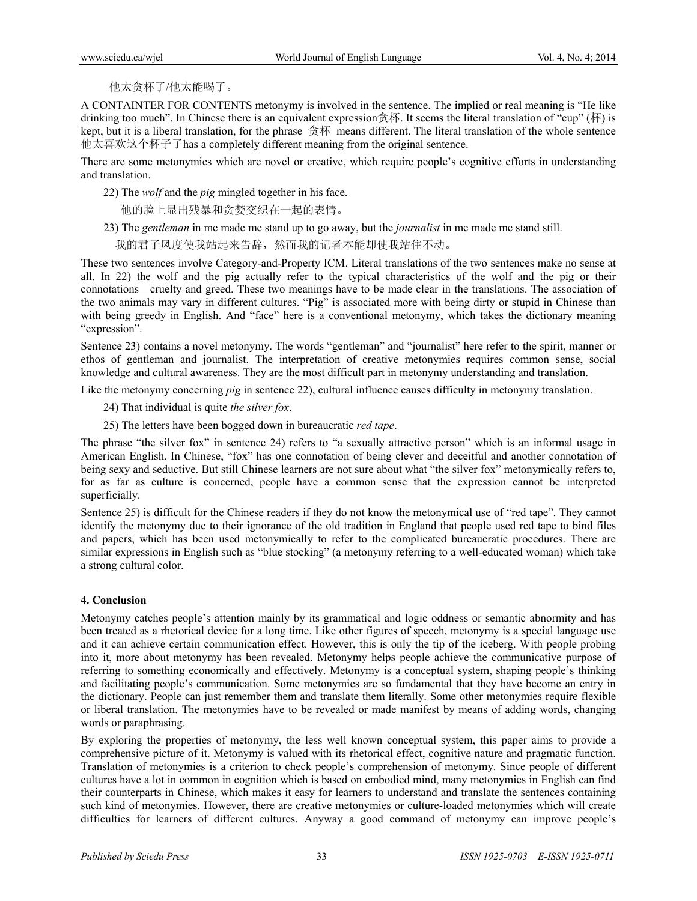他太贪杯了/他太能喝了。

A CONTAINTER FOR CONTENTS metonymy is involved in the sentence. The implied or real meaning is "He like drinking too much". In Chinese there is an equivalent expression贪杯. It seems the literal translation of "cup" (杯) is kept, but it is a liberal translation, for the phrase 贪杯 means different. The literal translation of the whole sentence 他太喜欢这个杯子了has a completely different meaning from the original sentence.

There are some metonymies which are novel or creative, which require people's cognitive efforts in understanding and translation.

22) The *wolf* and the *pig* mingled together in his face.

他的脸上显出残暴和贪婪交织在一起的表情。

23) The *gentleman* in me made me stand up to go away, but the *journalist* in me made me stand still.

我的君子风度使我站起来告辞，然而我的记者本能却使我站住不动。

These two sentences involve Category-and-Property ICM. Literal translations of the two sentences make no sense at all. In 22) the wolf and the pig actually refer to the typical characteristics of the wolf and the pig or their connotations—cruelty and greed. These two meanings have to be made clear in the translations. The association of the two animals may vary in different cultures. "Pig" is associated more with being dirty or stupid in Chinese than with being greedy in English. And "face" here is a conventional metonymy, which takes the dictionary meaning "expression".

Sentence 23) contains a novel metonymy. The words "gentleman" and "journalist" here refer to the spirit, manner or ethos of gentleman and journalist. The interpretation of creative metonymies requires common sense, social knowledge and cultural awareness. They are the most difficult part in metonymy understanding and translation.

Like the metonymy concerning *pig* in sentence 22), cultural influence causes difficulty in metonymy translation.

24) That individual is quite *the silver fox*.

25) The letters have been bogged down in bureaucratic *red tape*.

The phrase "the silver fox" in sentence 24) refers to "a sexually attractive person" which is an informal usage in American English. In Chinese, "fox" has one connotation of being clever and deceitful and another connotation of being sexy and seductive. But still Chinese learners are not sure about what "the silver fox" metonymically refers to, for as far as culture is concerned, people have a common sense that the expression cannot be interpreted superficially.

Sentence 25) is difficult for the Chinese readers if they do not know the metonymical use of "red tape". They cannot identify the metonymy due to their ignorance of the old tradition in England that people used red tape to bind files and papers, which has been used metonymically to refer to the complicated bureaucratic procedures. There are similar expressions in English such as "blue stocking" (a metonymy referring to a well-educated woman) which take a strong cultural color.

## 4. Conclusion

Metonymy catches people's attention mainly by its grammatical and logic oddness or semantic abnormity and has been treated as a rhetorical device for a long time. Like other figures of speech, metonymy is a special language use and it can achieve certain communication effect. However, this is only the tip of the iceberg. With people probing into it, more about metonymy has been revealed. Metonymy helps people achieve the communicative purpose of referring to something economically and effectively. Metonymy is a conceptual system, shaping people's thinking and facilitating people's communication. Some metonymies are so fundamental that they have become an entry in the dictionary. People can just remember them and translate them literally. Some other metonymies require flexible or liberal translation. The metonymies have to be revealed or made manifest by means of adding words, changing words or paraphrasing.

By exploring the properties of metonymy, the less well known conceptual system, this paper aims to provide a comprehensive picture of it. Metonymy is valued with its rhetorical effect, cognitive nature and pragmatic function. Translation of metonymies is a criterion to check people's comprehension of metonymy. Since people of different cultures have a lot in common in cognition which is based on embodied mind, many metonymies in English can find their counterparts in Chinese, which makes it easy for learners to understand and translate the sentences containing such kind of metonymies. However, there are creative metonymies or culture-loaded metonymies which will create difficulties for learners of different cultures. Anyway a good command of metonymy can improve people's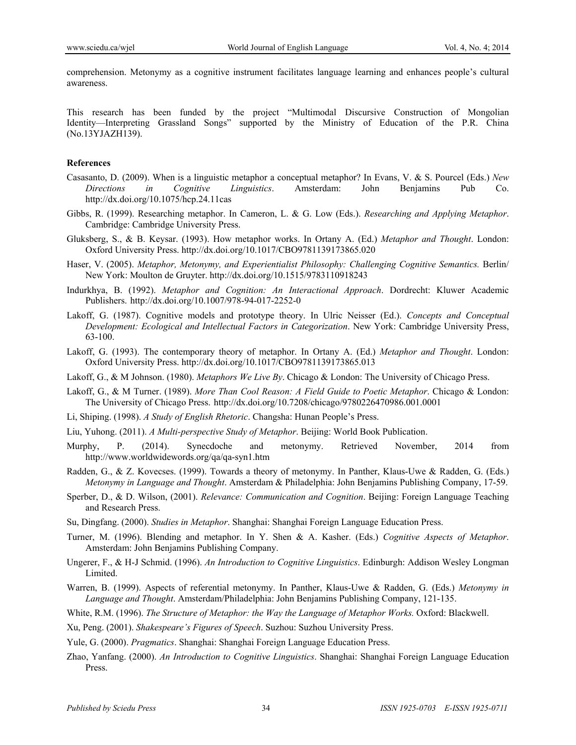comprehension. Metonymy as a cognitive instrument facilitates language learning and enhances people's cultural awareness.

This research has been funded by the project "Multimodal Discursive Construction of Mongolian Identity—Interpreting Grassland Songs" supported by the Ministry of Education of the P.R. China (No.13YJAZH139).

**References**

Casasanto, D. (2009). When is a linguistic metaphor a conceptual metaphor? In Evans, V. & S. Pourcel (Eds.) *New Directions in Cognitive Linguistics*. Amsterdam: John Benjamins Pub Co. http://dx.doi.org/10.1075/hcp.24.11cas

Gibbs, R. (1999). Researching metaphor. In Cameron, L. & G. Low (Eds.). *Researching and Applying Metaphor*. Cambridge: Cambridge University Press.

Gluksberg, S., & B. Keysar. (1993). How metaphor works. In Ortany A. (Ed.) *Metaphor and Thought*. London: Oxford University Press. http://dx.doi.org/10.1017/CBO9781139173865.020

Haser, V. (2005). *Metaphor, Metonymy, and Experientialist Philosophy: Challenging Cognitive Semantics.* Berlin/ New York: Moulton de Gruyter. http://dx.doi.org/10.1515/9783110918243

Indurkhya, B. (1992). *Metaphor and Cognition: An Interactional Approach*. Dordrecht: Kluwer Academic Publishers. http://dx.doi.org/10.1007/978-94-017-2252-0

Lakoff, G. (1987). Cognitive models and prototype theory. In Ulric Neisser (Ed.). *Concepts and Conceptual Development: Ecological and Intellectual Factors in Categorization*. New York: Cambridge University Press, 63-100.

Lakoff, G. (1993). The contemporary theory of metaphor. In Ortany A. (Ed.) *Metaphor and Thought*. London: Oxford University Press. http://dx.doi.org/10.1017/CBO9781139173865.013

Lakoff, G., & M Johnson. (1980). *Metaphors We Live By*. Chicago & London: The University of Chicago Press.

Lakoff, G., & M Turner. (1989). *More Than Cool Reason: A Field Guide to Poetic Metaphor*. Chicago & London: The University of Chicago Press. http://dx.doi.org/10.7208/chicago/9780226470986.001.0001

Li, Shiping. (1998). *A Study of English Rhetoric*. Changsha: Hunan People's Press.

Liu, Yuhong. (2011). *A Multi-perspective Study of Metaphor*. Beijing: World Book Publication.

Murphy, P. (2014). Synecdoche and metonymy. Retrieved November, 2014 from http://www.worldwidewords.org/qa/qa-syn1.htm

Radden, G., & Z. Kovecses. (1999). Towards a theory of metonymy. In Panther, Klaus-Uwe & Radden, G. (Eds.) *Metonymy in Language and Thought*. Amsterdam & Philadelphia: John Benjamins Publishing Company, 17-59.

Sperber, D., & D. Wilson, (2001). *Relevance: Communication and Cognition*. Beijing: Foreign Language Teaching and Research Press.

Su, Dingfang. (2000). *Studies in Metaphor*. Shanghai: Shanghai Foreign Language Education Press.

Turner, M. (1996). Blending and metaphor. In Y. Shen & A. Kasher. (Eds.) *Cognitive Aspects of Metaphor*. Amsterdam: John Benjamins Publishing Company.

Ungerer, F., & H-J Schmid. (1996). *An Introduction to Cognitive Linguistics*. Edinburgh: Addison Wesley Longman Limited.

Warren, B. (1999). Aspects of referential metonymy. In Panther, Klaus-Uwe & Radden, G. (Eds.) *Metonymy in Language and Thought*. Amsterdam/Philadelphia: John Benjamins Publishing Company, 121-135.

White, R.M. (1996). *The Structure of Metaphor: the Way the Language of Metaphor Works.* Oxford: Blackwell.

Xu, Peng. (2001). *Shakespeare's Figures of Speech*. Suzhou: Suzhou University Press.

Yule, G. (2000). *Pragmatics*. Shanghai: Shanghai Foreign Language Education Press.

Zhao, Yanfang. (2000). *An Introduction to Cognitive Linguistics*. Shanghai: Shanghai Foreign Language Education Press.